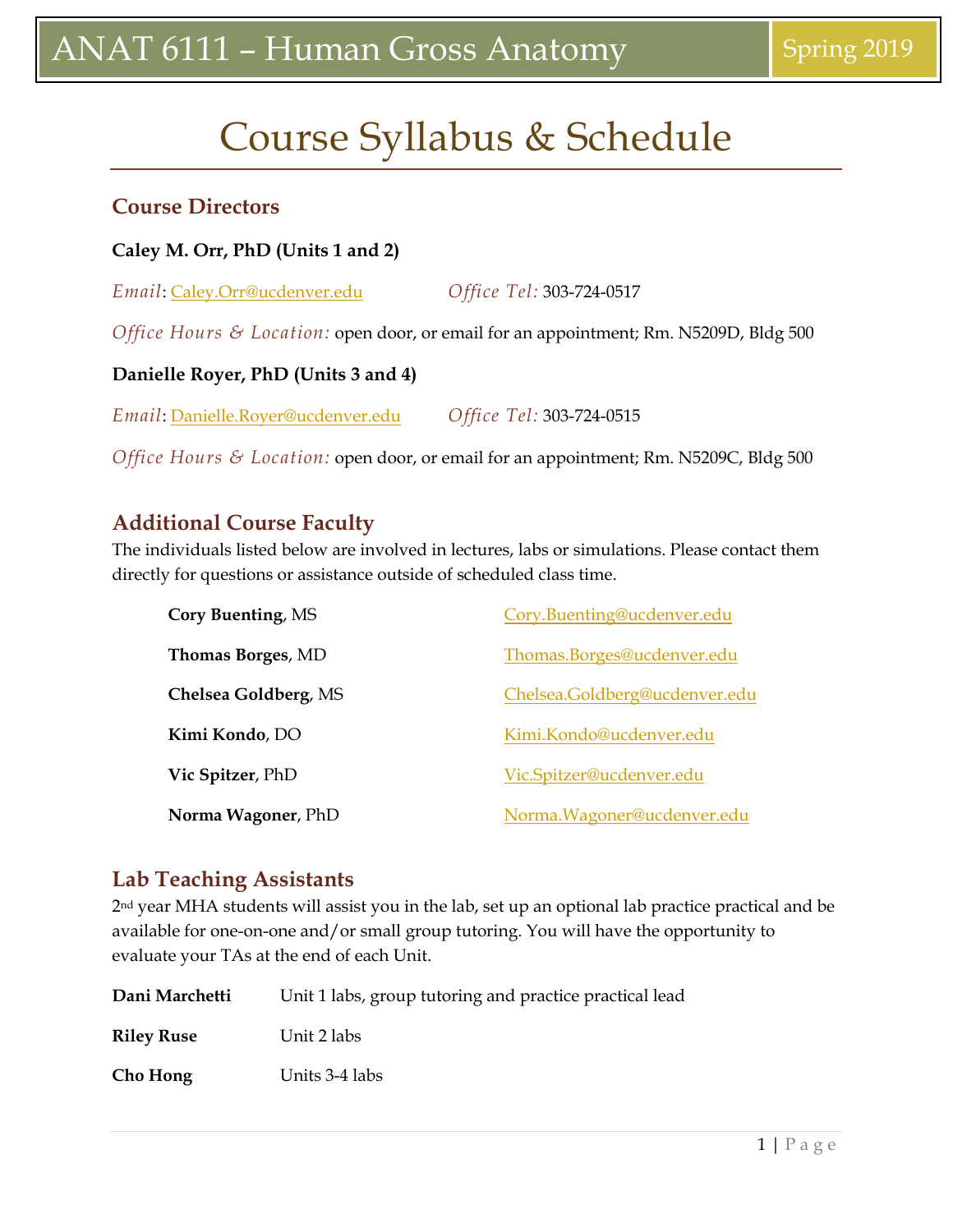# ANAT 6111 – Human Gross Anatomy

Spring 2019

# Course Syllabus & Schedule

## Course Directors

**Caley M. Orr, PhD (Units 1 and 2)**

*Email*: Caley.Orr@ucdenver.edu *Office Tel:* 303-724-0517

*Office Hours & Location:* open door, or email for an appointment; Rm. N5209D, Bldg 500

**Danielle Royer, PhD (Units 3 and 4)**

*Email*: Danielle.Royer@ucdenver.edu *Office Tel:* 303-724-0515

*Office Hours & Location:* open door, or email for an appointment; Rm. N5209C, Bldg 500

## Additional Course Faculty

The individuals listed below are involved in lectures, labs or simulations. Please contact them directly for questions or assistance outside of scheduled class time.

| | |
|---|---|
| **Cory Buenting**, MS | Cory.Buenting@ucdenver.edu |
| **Thomas Borges**, MD | Thomas.Borges@ucdenver.edu |
| **Chelsea Goldberg**, MS | Chelsea.Goldberg@ucdenver.edu |
| **Kimi Kondo**, DO | Kimi.Kondo@ucdenver.edu |
| **Vic Spitzer**, PhD | Vic.Spitzer@ucdenver.edu |
| **Norma Wagoner**, PhD | Norma.Wagoner@ucdenver.edu |

## Lab Teaching Assistants

2nd year MHA students will assist you in the lab, set up an optional lab practice practical and be available for one-on-one and/or small group tutoring. You will have the opportunity to evaluate your TAs at the end of each Unit.

| | |
|---|---|
| **Dani Marchetti** | Unit 1 labs, group tutoring and practice practical lead |
| **Riley Ruse** | Unit 2 labs |
| **Cho Hong** | Units 3-4 labs |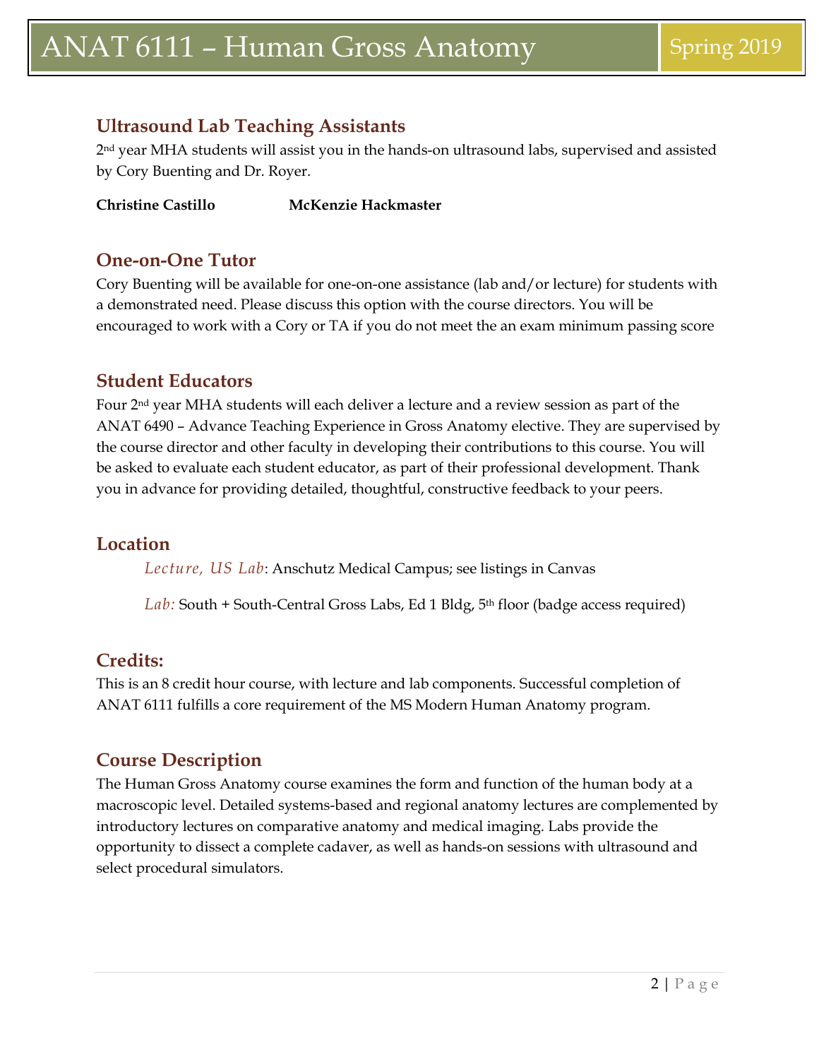## Ultrasound Lab Teaching Assistants

2nd year MHA students will assist you in the hands-on ultrasound labs, supervised and assisted by Cory Buenting and Dr. Royer.

**Christine Castillo** **McKenzie Hackmaster**

## One-on-One Tutor

Cory Buenting will be available for one-on-one assistance (lab and/or lecture) for students with a demonstrated need. Please discuss this option with the course directors. You will be encouraged to work with a Cory or TA if you do not meet the an exam minimum passing score

## Student Educators

Four 2nd year MHA students will each deliver a lecture and a review session as part of the ANAT 6490 – Advance Teaching Experience in Gross Anatomy elective. They are supervised by the course director and other faculty in developing their contributions to this course. You will be asked to evaluate each student educator, as part of their professional development. Thank you in advance for providing detailed, thoughtful, constructive feedback to your peers.

## Location

*Lecture, US Lab*: Anschutz Medical Campus; see listings in Canvas

*Lab:* South + South-Central Gross Labs, Ed 1 Bldg, 5th floor (badge access required)

## Credits:

This is an 8 credit hour course, with lecture and lab components. Successful completion of ANAT 6111 fulfills a core requirement of the MS Modern Human Anatomy program.

## Course Description

The Human Gross Anatomy course examines the form and function of the human body at a macroscopic level. Detailed systems-based and regional anatomy lectures are complemented by introductory lectures on comparative anatomy and medical imaging. Labs provide the opportunity to dissect a complete cadaver, as well as hands-on sessions with ultrasound and select procedural simulators.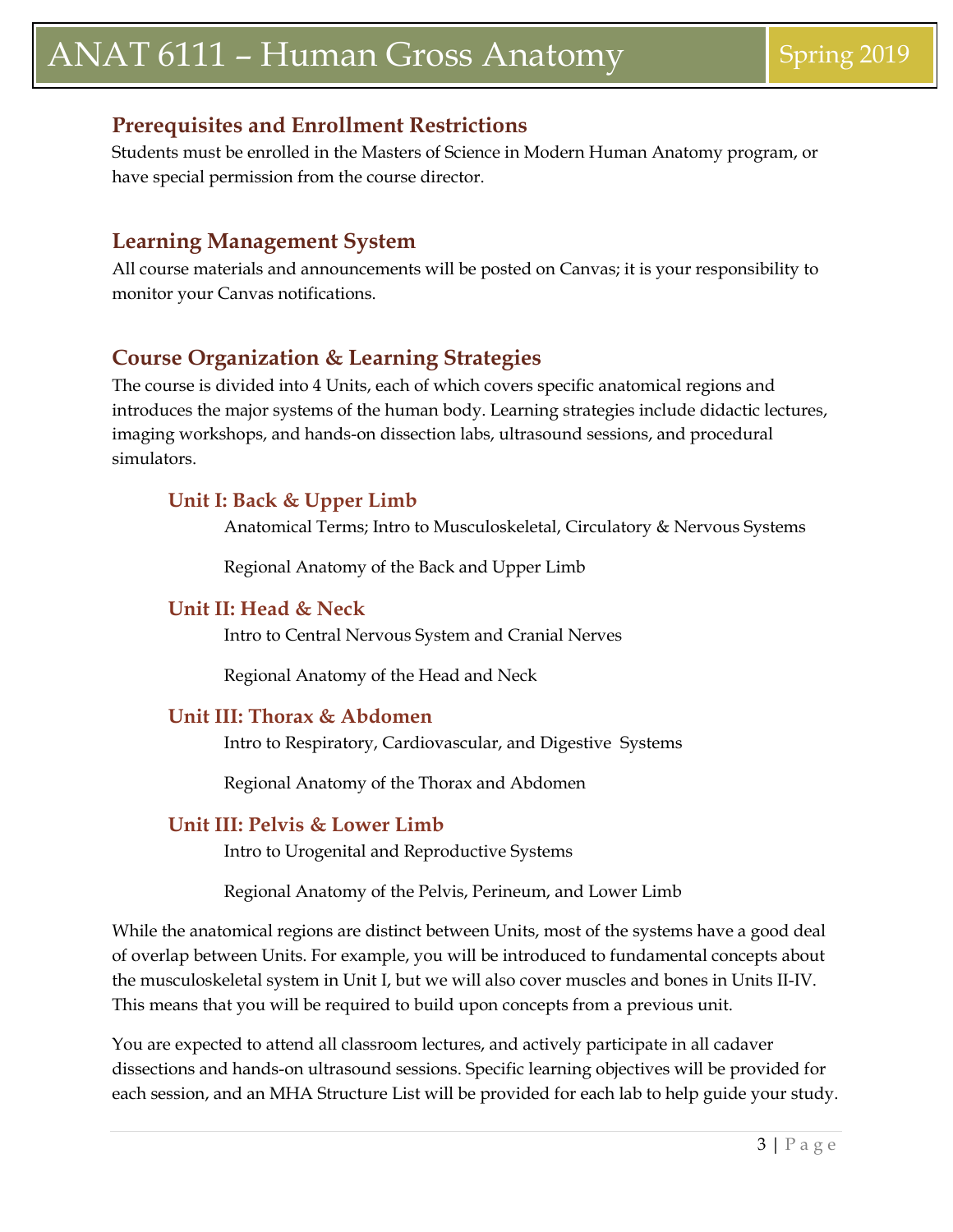## Prerequisites and Enrollment Restrictions

Students must be enrolled in the Masters of Science in Modern Human Anatomy program, or have special permission from the course director.

## Learning Management System

All course materials and announcements will be posted on Canvas; it is your responsibility to monitor your Canvas notifications.

## Course Organization & Learning Strategies

The course is divided into 4 Units, each of which covers specific anatomical regions and introduces the major systems of the human body. Learning strategies include didactic lectures, imaging workshops, and hands-on dissection labs, ultrasound sessions, and procedural simulators.

### Unit I: Back & Upper Limb

Anatomical Terms; Intro to Musculoskeletal, Circulatory & Nervous Systems

Regional Anatomy of the Back and Upper Limb

### Unit II: Head & Neck

Intro to Central Nervous System and Cranial Nerves

Regional Anatomy of the Head and Neck

### Unit III: Thorax & Abdomen

Intro to Respiratory, Cardiovascular, and Digestive Systems

Regional Anatomy of the Thorax and Abdomen

### Unit III: Pelvis & Lower Limb

Intro to Urogenital and Reproductive Systems

Regional Anatomy of the Pelvis, Perineum, and Lower Limb

While the anatomical regions are distinct between Units, most of the systems have a good deal of overlap between Units. For example, you will be introduced to fundamental concepts about the musculoskeletal system in Unit I, but we will also cover muscles and bones in Units II-IV. This means that you will be required to build upon concepts from a previous unit.

You are expected to attend all classroom lectures, and actively participate in all cadaver dissections and hands-on ultrasound sessions. Specific learning objectives will be provided for each session, and an MHA Structure List will be provided for each lab to help guide your study.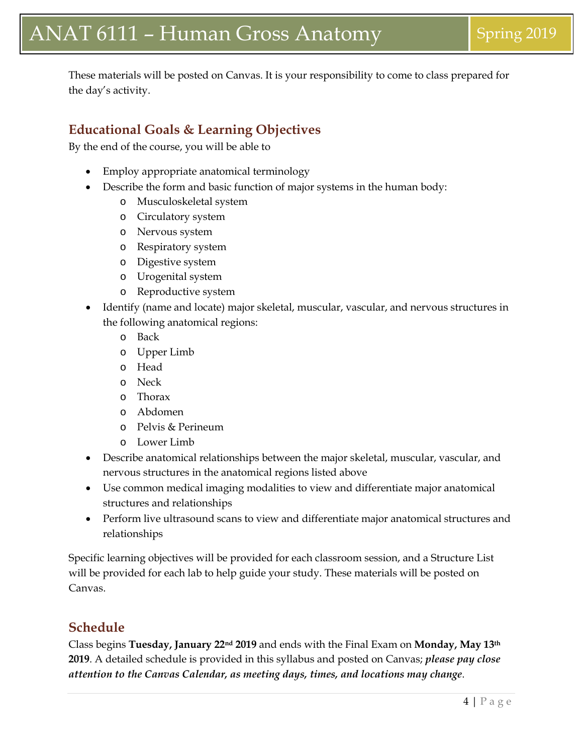These materials will be posted on Canvas. It is your responsibility to come to class prepared for the day's activity.

## Educational Goals & Learning Objectives

By the end of the course, you will be able to

- Employ appropriate anatomical terminology
- Describe the form and basic function of major systems in the human body:
  - Musculoskeletal system
  - Circulatory system
  - Nervous system
  - Respiratory system
  - Digestive system
  - Urogenital system
  - Reproductive system
- Identify (name and locate) major skeletal, muscular, vascular, and nervous structures in the following anatomical regions:
  - Back
  - Upper Limb
  - Head
  - Neck
  - Thorax
  - Abdomen
  - Pelvis & Perineum
  - Lower Limb
- Describe anatomical relationships between the major skeletal, muscular, vascular, and nervous structures in the anatomical regions listed above
- Use common medical imaging modalities to view and differentiate major anatomical structures and relationships
- Perform live ultrasound scans to view and differentiate major anatomical structures and relationships

Specific learning objectives will be provided for each classroom session, and a Structure List will be provided for each lab to help guide your study. These materials will be posted on Canvas.

## Schedule

Class begins **Tuesday, January 22nd 2019** and ends with the Final Exam on **Monday, May 13th 2019**. A detailed schedule is provided in this syllabus and posted on Canvas; ***please pay close attention to the Canvas Calendar, as meeting days, times, and locations may change***.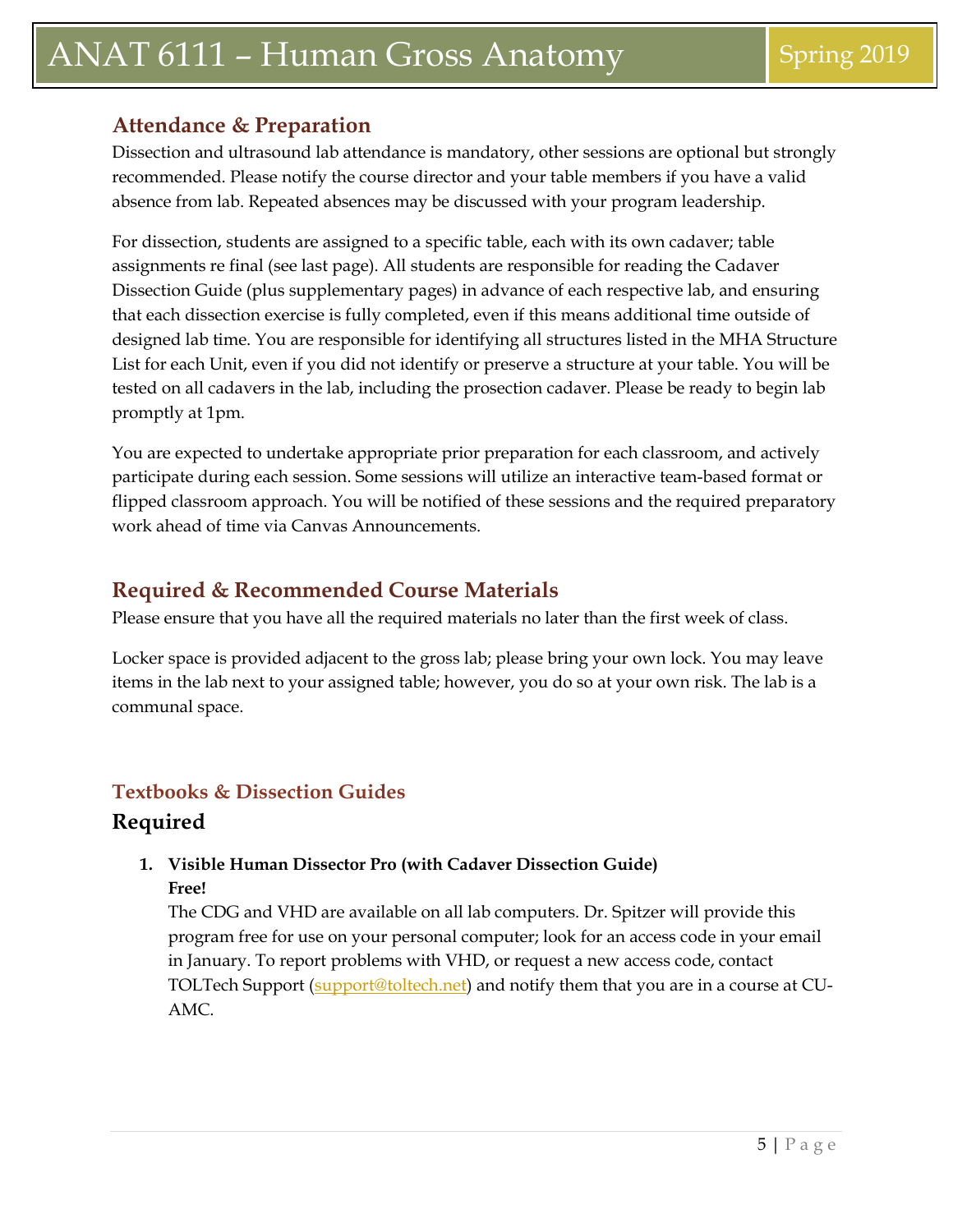## Attendance & Preparation

Dissection and ultrasound lab attendance is mandatory, other sessions are optional but strongly recommended. Please notify the course director and your table members if you have a valid absence from lab. Repeated absences may be discussed with your program leadership.

For dissection, students are assigned to a specific table, each with its own cadaver; table assignments re final (see last page). All students are responsible for reading the Cadaver Dissection Guide (plus supplementary pages) in advance of each respective lab, and ensuring that each dissection exercise is fully completed, even if this means additional time outside of designed lab time. You are responsible for identifying all structures listed in the MHA Structure List for each Unit, even if you did not identify or preserve a structure at your table. You will be tested on all cadavers in the lab, including the prosection cadaver. Please be ready to begin lab promptly at 1pm.

You are expected to undertake appropriate prior preparation for each classroom, and actively participate during each session. Some sessions will utilize an interactive team-based format or flipped classroom approach. You will be notified of these sessions and the required preparatory work ahead of time via Canvas Announcements.

## Required & Recommended Course Materials

Please ensure that you have all the required materials no later than the first week of class.

Locker space is provided adjacent to the gross lab; please bring your own lock. You may leave items in the lab next to your assigned table; however, you do so at your own risk. The lab is a communal space.

### Textbooks & Dissection Guides

### Required

1. **Visible Human Dissector Pro (with Cadaver Dissection Guide)**
   **Free!**
   The CDG and VHD are available on all lab computers. Dr. Spitzer will provide this program free for use on your personal computer; look for an access code in your email in January. To report problems with VHD, or request a new access code, contact TOLTech Support (support@toltech.net) and notify them that you are in a course at CU-AMC.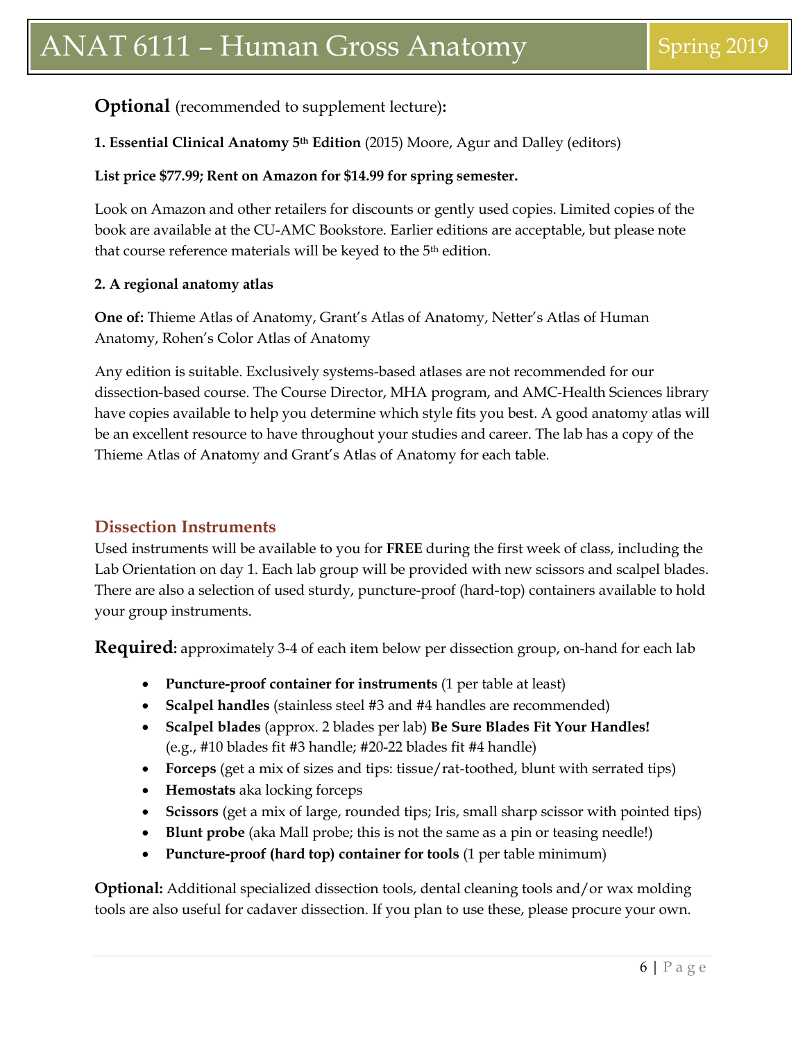**Optional** (recommended to supplement lecture)**:**

**1. Essential Clinical Anatomy 5th Edition** (2015) Moore, Agur and Dalley (editors)

**List price $77.99; Rent on Amazon for $14.99 for spring semester.**

Look on Amazon and other retailers for discounts or gently used copies. Limited copies of the book are available at the CU-AMC Bookstore. Earlier editions are acceptable, but please note that course reference materials will be keyed to the 5th edition.

**2. A regional anatomy atlas**

**One of:** Thieme Atlas of Anatomy, Grant's Atlas of Anatomy, Netter's Atlas of Human Anatomy, Rohen's Color Atlas of Anatomy

Any edition is suitable. Exclusively systems-based atlases are not recommended for our dissection-based course. The Course Director, MHA program, and AMC-Health Sciences library have copies available to help you determine which style fits you best. A good anatomy atlas will be an excellent resource to have throughout your studies and career. The lab has a copy of the Thieme Atlas of Anatomy and Grant's Atlas of Anatomy for each table.

## Dissection Instruments

Used instruments will be available to you for **FREE** during the first week of class, including the Lab Orientation on day 1. Each lab group will be provided with new scissors and scalpel blades. There are also a selection of used sturdy, puncture-proof (hard-top) containers available to hold your group instruments.

**Required:** approximately 3-4 of each item below per dissection group, on-hand for each lab

- **Puncture-proof container for instruments** (1 per table at least)
- **Scalpel handles** (stainless steel #3 and #4 handles are recommended)
- **Scalpel blades** (approx. 2 blades per lab) **Be Sure Blades Fit Your Handles!** (e.g., #10 blades fit #3 handle; #20-22 blades fit #4 handle)
- **Forceps** (get a mix of sizes and tips: tissue/rat-toothed, blunt with serrated tips)
- **Hemostats** aka locking forceps
- **Scissors** (get a mix of large, rounded tips; Iris, small sharp scissor with pointed tips)
- **Blunt probe** (aka Mall probe; this is not the same as a pin or teasing needle!)
- **Puncture-proof (hard top) container for tools** (1 per table minimum)

**Optional:** Additional specialized dissection tools, dental cleaning tools and/or wax molding tools are also useful for cadaver dissection. If you plan to use these, please procure your own.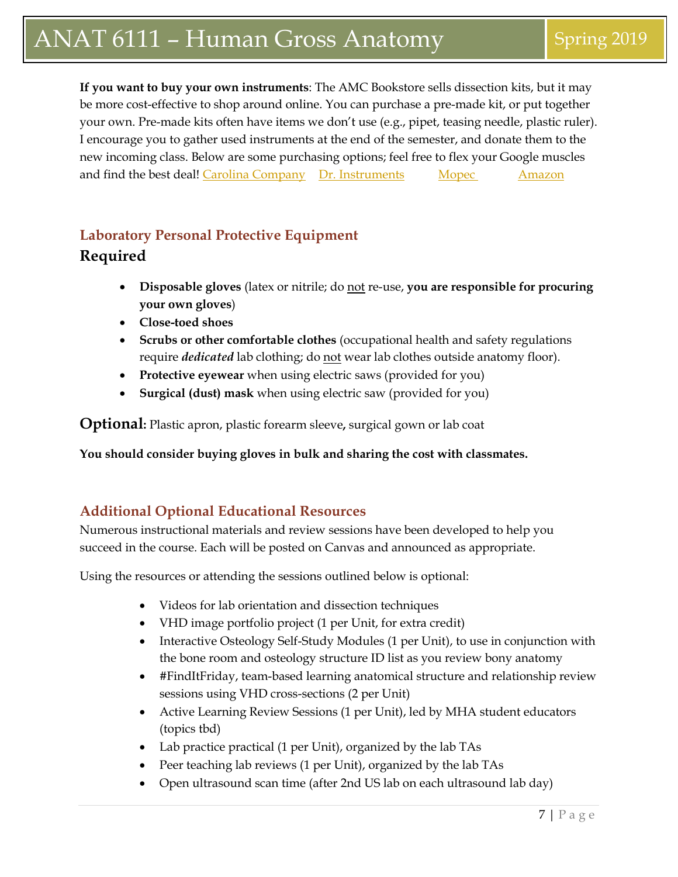**If you want to buy your own instruments**: The AMC Bookstore sells dissection kits, but it may be more cost-effective to shop around online. You can purchase a pre-made kit, or put together your own. Pre-made kits often have items we don't use (e.g., pipet, teasing needle, plastic ruler). I encourage you to gather used instruments at the end of the semester, and donate them to the new incoming class. Below are some purchasing options; feel free to flex your Google muscles and find the best deal! Carolina Company Dr. Instruments Mopec Amazon

## Laboratory Personal Protective Equipment

### Required

- **Disposable gloves** (latex or nitrile; do not re-use, **you are responsible for procuring your own gloves**)
- **Close-toed shoes**
- **Scrubs or other comfortable clothes** (occupational health and safety regulations require ***dedicated*** lab clothing; do not wear lab clothes outside anatomy floor).
- **Protective eyewear** when using electric saws (provided for you)
- **Surgical (dust) mask** when using electric saw (provided for you)

**Optional:** Plastic apron, plastic forearm sleeve**,** surgical gown or lab coat

**You should consider buying gloves in bulk and sharing the cost with classmates.**

## Additional Optional Educational Resources

Numerous instructional materials and review sessions have been developed to help you succeed in the course. Each will be posted on Canvas and announced as appropriate.

Using the resources or attending the sessions outlined below is optional:

- Videos for lab orientation and dissection techniques
- VHD image portfolio project (1 per Unit, for extra credit)
- Interactive Osteology Self-Study Modules (1 per Unit), to use in conjunction with the bone room and osteology structure ID list as you review bony anatomy
- #FindItFriday, team-based learning anatomical structure and relationship review sessions using VHD cross-sections (2 per Unit)
- Active Learning Review Sessions (1 per Unit), led by MHA student educators (topics tbd)
- Lab practice practical (1 per Unit), organized by the lab TAs
- Peer teaching lab reviews (1 per Unit), organized by the lab TAs
- Open ultrasound scan time (after 2nd US lab on each ultrasound lab day)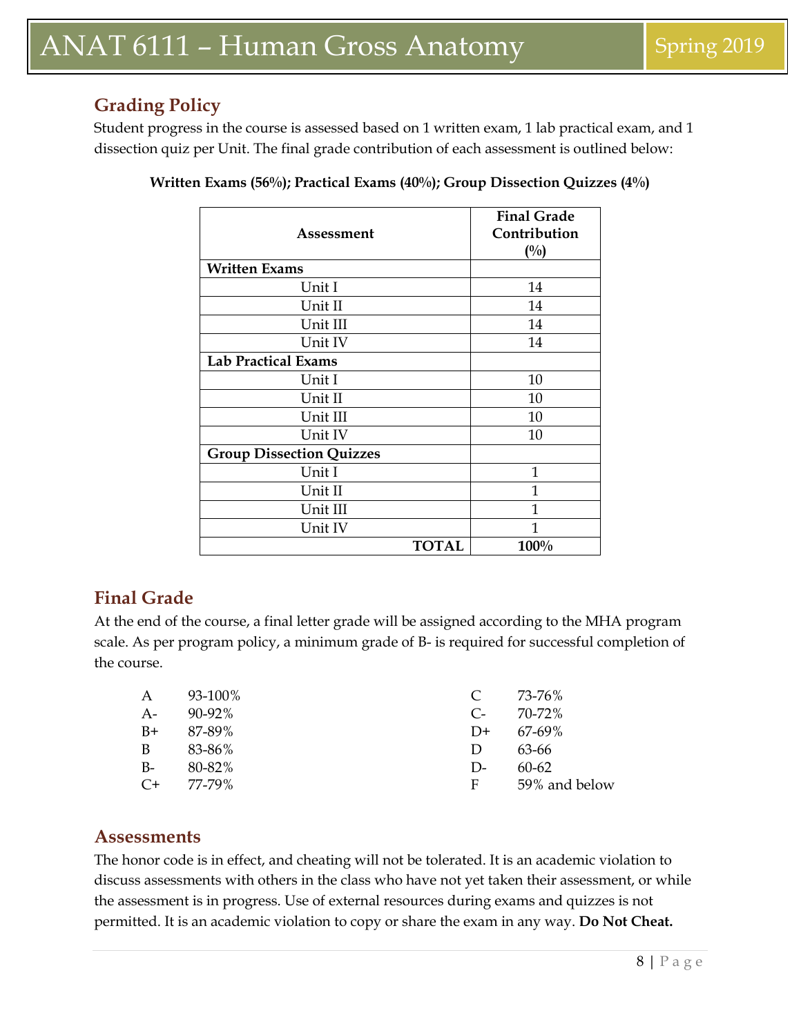## Grading Policy

Student progress in the course is assessed based on 1 written exam, 1 lab practical exam, and 1 dissection quiz per Unit. The final grade contribution of each assessment is outlined below:

**Written Exams (56%); Practical Exams (40%); Group Dissection Quizzes (4%)**

| Assessment | Final Grade Contribution (%) |
|---|---|
| **Written Exams** | |
| Unit I | 14 |
| Unit II | 14 |
| Unit III | 14 |
| Unit IV | 14 |
| **Lab Practical Exams** | |
| Unit I | 10 |
| Unit II | 10 |
| Unit III | 10 |
| Unit IV | 10 |
| **Group Dissection Quizzes** | |
| Unit I | 1 |
| Unit II | 1 |
| Unit III | 1 |
| Unit IV | 1 |
| **TOTAL** | **100%** |

## Final Grade

At the end of the course, a final letter grade will be assigned according to the MHA program scale. As per program policy, a minimum grade of B- is required for successful completion of the course.

| | | | |
|---|---|---|---|
| A | 93-100% | C | 73-76% |
| A- | 90-92% | C- | 70-72% |
| B+ | 87-89% | D+ | 67-69% |
| B | 83-86% | D | 63-66 |
| B- | 80-82% | D- | 60-62 |
| C+ | 77-79% | F | 59% and below |

## Assessments

The honor code is in effect, and cheating will not be tolerated. It is an academic violation to discuss assessments with others in the class who have not yet taken their assessment, or while the assessment is in progress. Use of external resources during exams and quizzes is not permitted. It is an academic violation to copy or share the exam in any way. **Do Not Cheat.**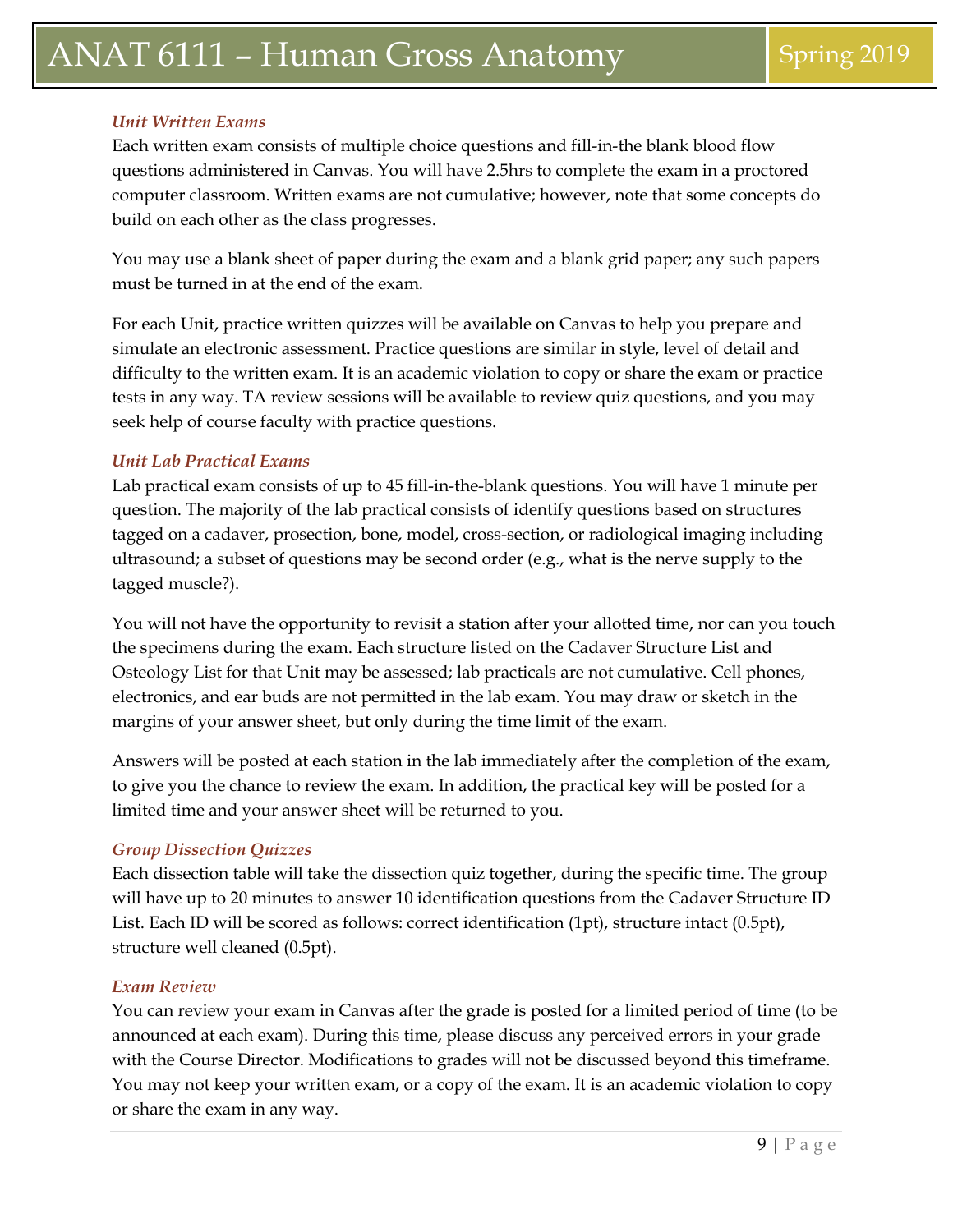### *Unit Written Exams*

Each written exam consists of multiple choice questions and fill-in-the blank blood flow questions administered in Canvas. You will have 2.5hrs to complete the exam in a proctored computer classroom. Written exams are not cumulative; however, note that some concepts do build on each other as the class progresses.

You may use a blank sheet of paper during the exam and a blank grid paper; any such papers must be turned in at the end of the exam.

For each Unit, practice written quizzes will be available on Canvas to help you prepare and simulate an electronic assessment. Practice questions are similar in style, level of detail and difficulty to the written exam. It is an academic violation to copy or share the exam or practice tests in any way. TA review sessions will be available to review quiz questions, and you may seek help of course faculty with practice questions.

### *Unit Lab Practical Exams*

Lab practical exam consists of up to 45 fill-in-the-blank questions. You will have 1 minute per question. The majority of the lab practical consists of identify questions based on structures tagged on a cadaver, prosection, bone, model, cross-section, or radiological imaging including ultrasound; a subset of questions may be second order (e.g., what is the nerve supply to the tagged muscle?).

You will not have the opportunity to revisit a station after your allotted time, nor can you touch the specimens during the exam. Each structure listed on the Cadaver Structure List and Osteology List for that Unit may be assessed; lab practicals are not cumulative. Cell phones, electronics, and ear buds are not permitted in the lab exam. You may draw or sketch in the margins of your answer sheet, but only during the time limit of the exam.

Answers will be posted at each station in the lab immediately after the completion of the exam, to give you the chance to review the exam. In addition, the practical key will be posted for a limited time and your answer sheet will be returned to you.

### *Group Dissection Quizzes*

Each dissection table will take the dissection quiz together, during the specific time. The group will have up to 20 minutes to answer 10 identification questions from the Cadaver Structure ID List. Each ID will be scored as follows: correct identification (1pt), structure intact (0.5pt), structure well cleaned (0.5pt).

### *Exam Review*

You can review your exam in Canvas after the grade is posted for a limited period of time (to be announced at each exam). During this time, please discuss any perceived errors in your grade with the Course Director. Modifications to grades will not be discussed beyond this timeframe. You may not keep your written exam, or a copy of the exam. It is an academic violation to copy or share the exam in any way.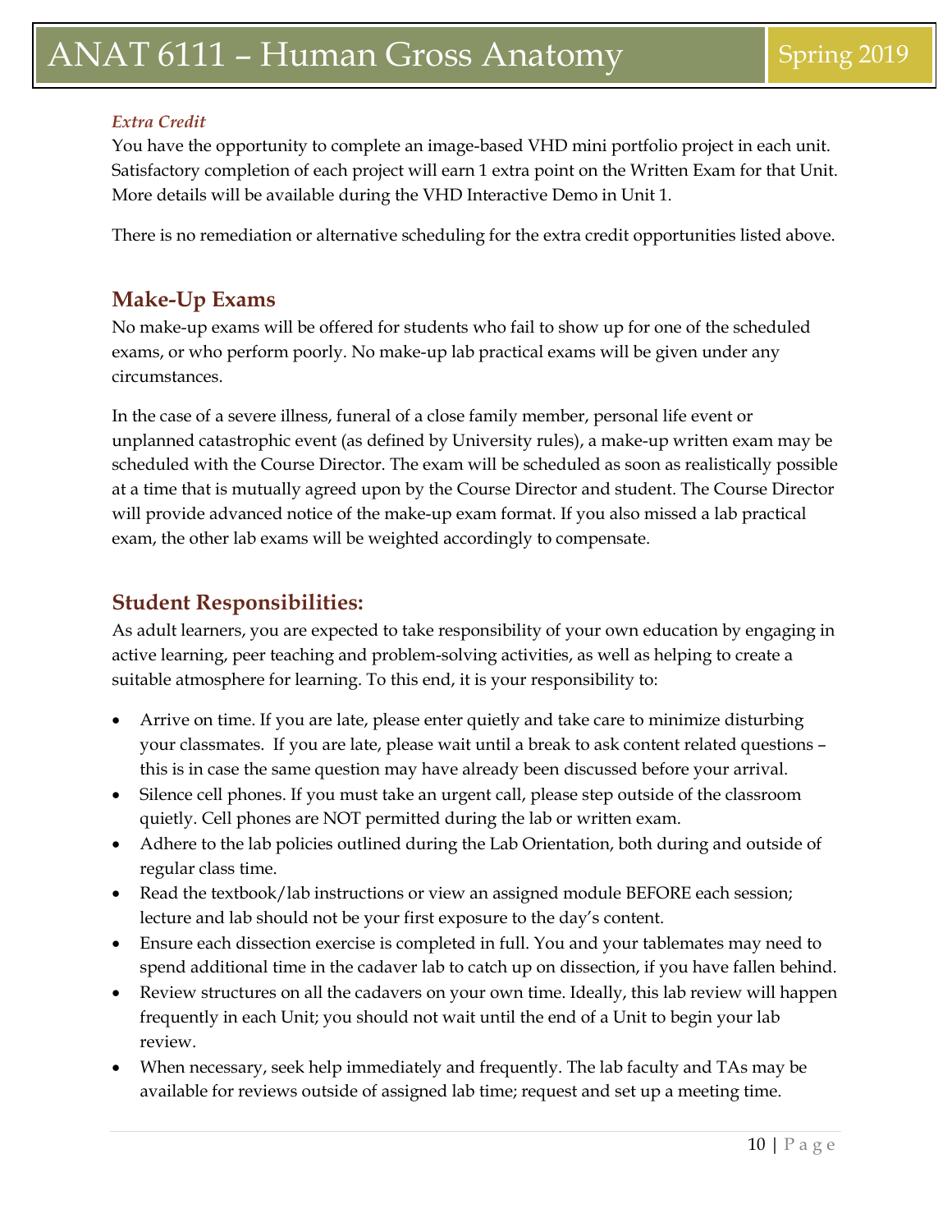*Extra Credit*

You have the opportunity to complete an image-based VHD mini portfolio project in each unit. Satisfactory completion of each project will earn 1 extra point on the Written Exam for that Unit. More details will be available during the VHD Interactive Demo in Unit 1.

There is no remediation or alternative scheduling for the extra credit opportunities listed above.

## Make-Up Exams

No make-up exams will be offered for students who fail to show up for one of the scheduled exams, or who perform poorly. No make-up lab practical exams will be given under any circumstances.

In the case of a severe illness, funeral of a close family member, personal life event or unplanned catastrophic event (as defined by University rules), a make-up written exam may be scheduled with the Course Director. The exam will be scheduled as soon as realistically possible at a time that is mutually agreed upon by the Course Director and student. The Course Director will provide advanced notice of the make-up exam format. If you also missed a lab practical exam, the other lab exams will be weighted accordingly to compensate.

## Student Responsibilities:

As adult learners, you are expected to take responsibility of your own education by engaging in active learning, peer teaching and problem-solving activities, as well as helping to create a suitable atmosphere for learning. To this end, it is your responsibility to:

- Arrive on time. If you are late, please enter quietly and take care to minimize disturbing your classmates. If you are late, please wait until a break to ask content related questions – this is in case the same question may have already been discussed before your arrival.
- Silence cell phones. If you must take an urgent call, please step outside of the classroom quietly. Cell phones are NOT permitted during the lab or written exam.
- Adhere to the lab policies outlined during the Lab Orientation, both during and outside of regular class time.
- Read the textbook/lab instructions or view an assigned module BEFORE each session; lecture and lab should not be your first exposure to the day's content.
- Ensure each dissection exercise is completed in full. You and your tablemates may need to spend additional time in the cadaver lab to catch up on dissection, if you have fallen behind.
- Review structures on all the cadavers on your own time. Ideally, this lab review will happen frequently in each Unit; you should not wait until the end of a Unit to begin your lab review.
- When necessary, seek help immediately and frequently. The lab faculty and TAs may be available for reviews outside of assigned lab time; request and set up a meeting time.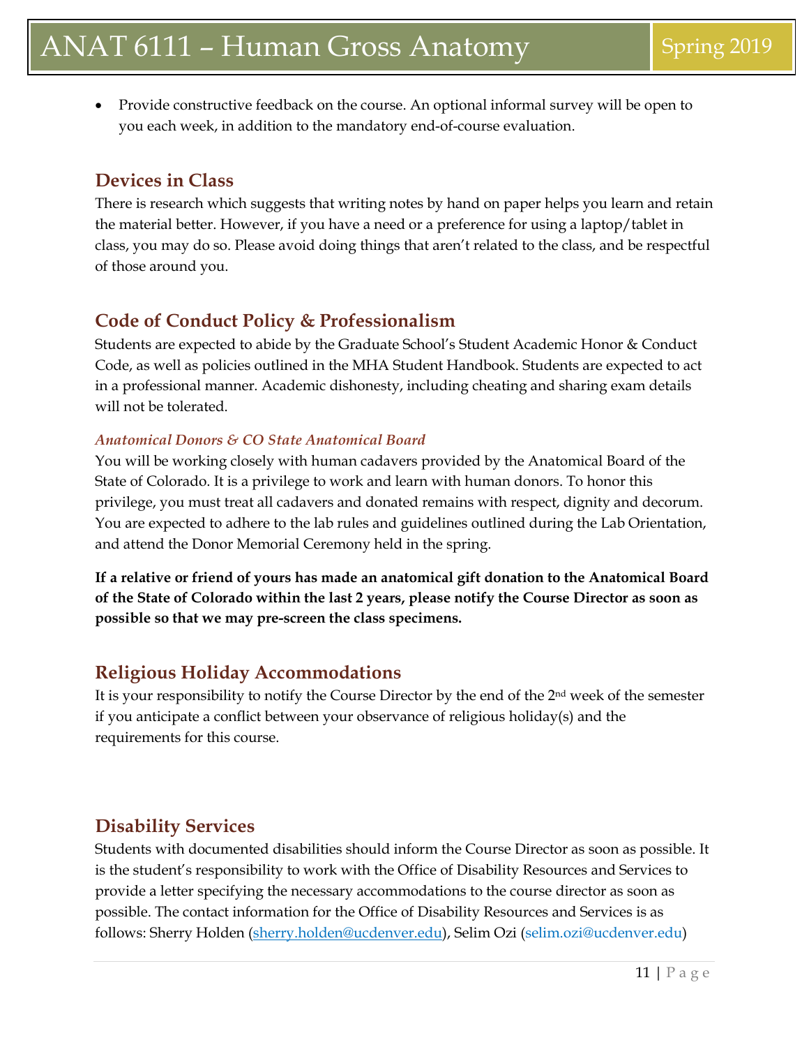- Provide constructive feedback on the course. An optional informal survey will be open to you each week, in addition to the mandatory end-of-course evaluation.

## Devices in Class

There is research which suggests that writing notes by hand on paper helps you learn and retain the material better. However, if you have a need or a preference for using a laptop/tablet in class, you may do so. Please avoid doing things that aren't related to the class, and be respectful of those around you.

## Code of Conduct Policy & Professionalism

Students are expected to abide by the Graduate School's Student Academic Honor & Conduct Code, as well as policies outlined in the MHA Student Handbook. Students are expected to act in a professional manner. Academic dishonesty, including cheating and sharing exam details will not be tolerated.

### *Anatomical Donors & CO State Anatomical Board*

You will be working closely with human cadavers provided by the Anatomical Board of the State of Colorado. It is a privilege to work and learn with human donors. To honor this privilege, you must treat all cadavers and donated remains with respect, dignity and decorum. You are expected to adhere to the lab rules and guidelines outlined during the Lab Orientation, and attend the Donor Memorial Ceremony held in the spring.

**If a relative or friend of yours has made an anatomical gift donation to the Anatomical Board of the State of Colorado within the last 2 years, please notify the Course Director as soon as possible so that we may pre-screen the class specimens.**

## Religious Holiday Accommodations

It is your responsibility to notify the Course Director by the end of the 2nd week of the semester if you anticipate a conflict between your observance of religious holiday(s) and the requirements for this course.

## Disability Services

Students with documented disabilities should inform the Course Director as soon as possible. It is the student's responsibility to work with the Office of Disability Resources and Services to provide a letter specifying the necessary accommodations to the course director as soon as possible. The contact information for the Office of Disability Resources and Services is as follows: Sherry Holden (sherry.holden@ucdenver.edu), Selim Ozi (selim.ozi@ucdenver.edu)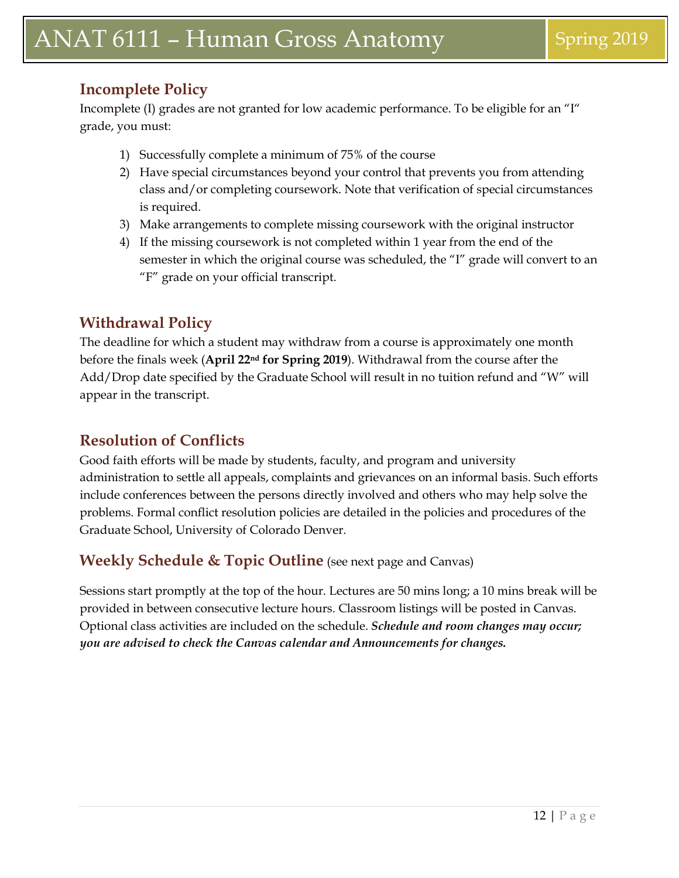## Incomplete Policy

Incomplete (I) grades are not granted for low academic performance. To be eligible for an "I" grade, you must:

1) Successfully complete a minimum of 75% of the course
2) Have special circumstances beyond your control that prevents you from attending class and/or completing coursework. Note that verification of special circumstances is required.
3) Make arrangements to complete missing coursework with the original instructor
4) If the missing coursework is not completed within 1 year from the end of the semester in which the original course was scheduled, the "I" grade will convert to an "F" grade on your official transcript.

## Withdrawal Policy

The deadline for which a student may withdraw from a course is approximately one month before the finals week (**April 22nd for Spring 2019**). Withdrawal from the course after the Add/Drop date specified by the Graduate School will result in no tuition refund and "W" will appear in the transcript.

## Resolution of Conflicts

Good faith efforts will be made by students, faculty, and program and university administration to settle all appeals, complaints and grievances on an informal basis. Such efforts include conferences between the persons directly involved and others who may help solve the problems. Formal conflict resolution policies are detailed in the policies and procedures of the Graduate School, University of Colorado Denver.

## Weekly Schedule & Topic Outline (see next page and Canvas)

Sessions start promptly at the top of the hour. Lectures are 50 mins long; a 10 mins break will be provided in between consecutive lecture hours. Classroom listings will be posted in Canvas. Optional class activities are included on the schedule. ***Schedule and room changes may occur; you are advised to check the Canvas calendar and Announcements for changes.***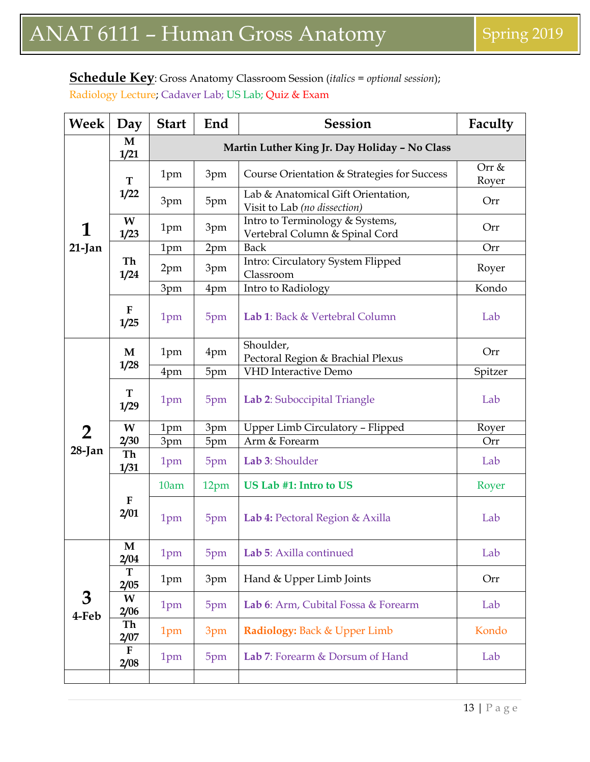# ANAT 6111 – Human Gross Anatomy

Spring 2019

**Schedule Key**: Gross Anatomy Classroom Session (*italics = optional session*); Radiology Lecture; Cadaver Lab; US Lab; Quiz & Exam

| Week | Day | Start | End | Session | Faculty |
|---|---|---|---|---|---|
| **1** 21-Jan | **M 1/21** | | | **Martin Luther King Jr. Day Holiday – No Class** | |
| | **T 1/22** | 1pm | 3pm | Course Orientation & Strategies for Success | Orr & Royer |
| | | 3pm | 5pm | Lab & Anatomical Gift Orientation, Visit to Lab *(no dissection)* | Orr |
| | **W 1/23** | 1pm | 3pm | Intro to Terminology & Systems, Vertebral Column & Spinal Cord | Orr |
| | **Th 1/24** | 1pm | 2pm | Back | Orr |
| | | 2pm | 3pm | Intro: Circulatory System Flipped Classroom | Royer |
| | | 3pm | 4pm | Intro to Radiology | Kondo |
| | **F 1/25** | 1pm | 5pm | **Lab 1**: Back & Vertebral Column | Lab |
| **2** 28-Jan | **M 1/28** | 1pm | 4pm | Shoulder, Pectoral Region & Brachial Plexus | Orr |
| | | 4pm | 5pm | VHD Interactive Demo | Spitzer |
| | **T 1/29** | 1pm | 5pm | **Lab 2**: Suboccipital Triangle | Lab |
| | **W 2/30** | 1pm | 3pm | Upper Limb Circulatory – Flipped | Royer |
| | | 3pm | 5pm | Arm & Forearm | Orr |
| | **Th 1/31** | 1pm | 5pm | **Lab 3**: Shoulder | Lab |
| | **F 2/01** | 10am | 12pm | **US Lab #1: Intro to US** | Royer |
| | | 1pm | 5pm | **Lab 4:** Pectoral Region & Axilla | Lab |
| **3** 4-Feb | **M 2/04** | 1pm | 5pm | **Lab 5**: Axilla continued | Lab |
| | **T 2/05** | 1pm | 3pm | Hand & Upper Limb Joints | Orr |
| | **W 2/06** | 1pm | 5pm | **Lab 6**: Arm, Cubital Fossa & Forearm | Lab |
| | **Th 2/07** | 1pm | 3pm | **Radiology:** Back & Upper Limb | Kondo |
| | **F 2/08** | 1pm | 5pm | **Lab 7**: Forearm & Dorsum of Hand | Lab |
| | | | | | |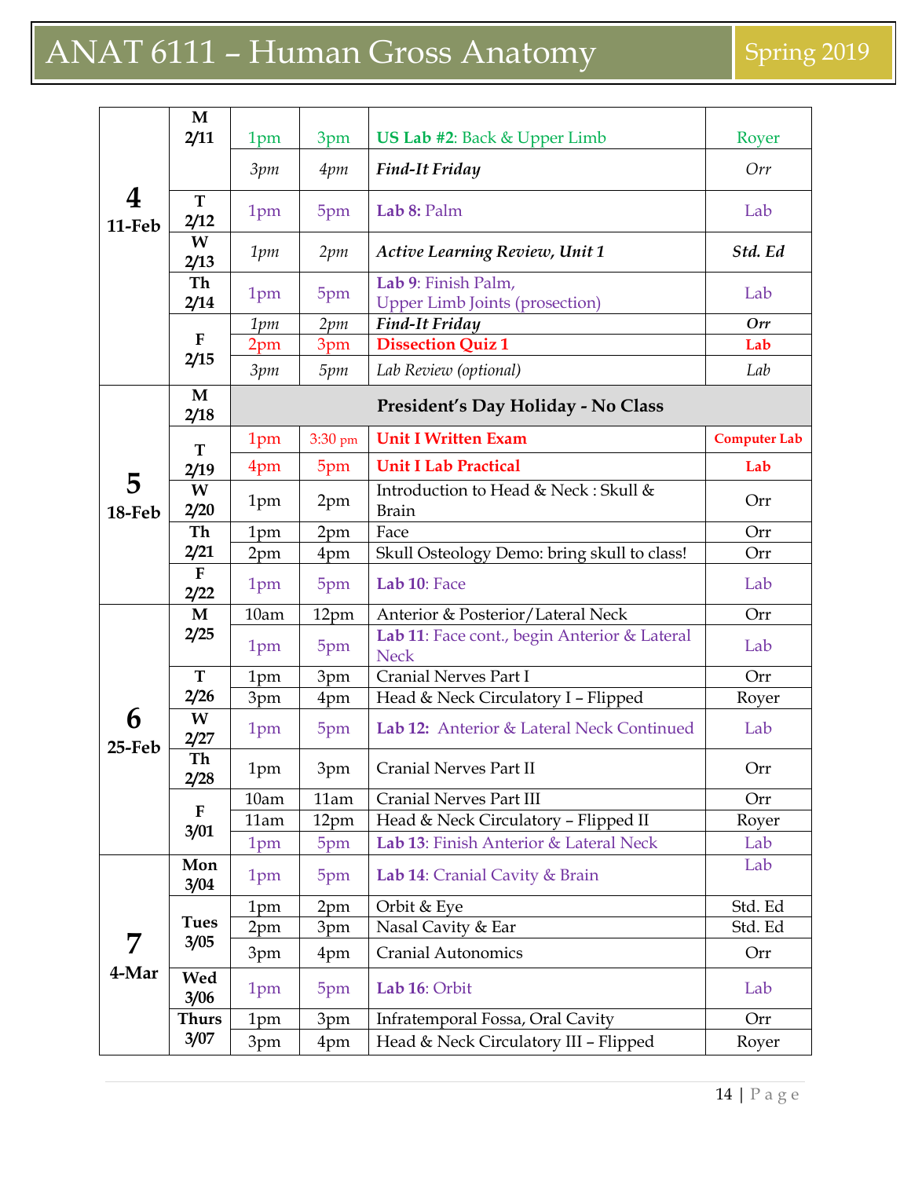# ANAT 6111 – Human Gross Anatomy

Spring 2019

| Week | Day | Start | End | Topic | Location |
|---|---|---|---|---|---|
| **4** **11-Feb** | **M 2/11** | 1pm | 3pm | **US Lab #2**: Back & Upper Limb | Royer |
| | | *3pm* | *4pm* | ***Find-It Friday*** | *Orr* |
| | **T 2/12** | 1pm | 5pm | **Lab 8:** Palm | Lab |
| | **W 2/13** | *1pm* | *2pm* | ***Active Learning Review, Unit 1*** | ***Std. Ed*** |
| | **Th 2/14** | 1pm | 5pm | **Lab 9**: Finish Palm, Upper Limb Joints (prosection) | Lab |
| | **F 2/15** | *1pm* | *2pm* | ***Find-It Friday*** | ***Orr*** |
| | | 2pm | 3pm | **Dissection Quiz 1** | **Lab** |
| | | *3pm* | *5pm* | *Lab Review (optional)* | *Lab* |
| **5** **18-Feb** | **M 2/18** | | | **President's Day Holiday - No Class** | |
| | **T 2/19** | 1pm | 3:30 pm | **Unit I Written Exam** | **Computer Lab** |
| | | 4pm | 5pm | **Unit I Lab Practical** | **Lab** |
| | **W 2/20** | 1pm | 2pm | Introduction to Head & Neck : Skull & Brain | Orr |
| | **Th 2/21** | 1pm | 2pm | Face | Orr |
| | | 2pm | 4pm | Skull Osteology Demo: bring skull to class! | Orr |
| | **F 2/22** | 1pm | 5pm | **Lab 10**: Face | Lab |
| **6** **25-Feb** | **M 2/25** | 10am | 12pm | Anterior & Posterior/Lateral Neck | Orr |
| | | 1pm | 5pm | **Lab 11**: Face cont., begin Anterior & Lateral Neck | Lab |
| | **T 2/26** | 1pm | 3pm | Cranial Nerves Part I | Orr |
| | | 3pm | 4pm | Head & Neck Circulatory I – Flipped | Royer |
| | **W 2/27** | 1pm | 5pm | **Lab 12:** Anterior & Lateral Neck Continued | Lab |
| | **Th 2/28** | 1pm | 3pm | Cranial Nerves Part II | Orr |
| | **F 3/01** | 10am | 11am | Cranial Nerves Part III | Orr |
| | | 11am | 12pm | Head & Neck Circulatory – Flipped II | Royer |
| | | 1pm | 5pm | **Lab 13**: Finish Anterior & Lateral Neck | Lab |
| **7** **4-Mar** | **Mon 3/04** | 1pm | 5pm | **Lab 14**: Cranial Cavity & Brain | Lab |
| | **Tues 3/05** | 1pm | 2pm | Orbit & Eye | Std. Ed |
| | | 2pm | 3pm | Nasal Cavity & Ear | Std. Ed |
| | | 3pm | 4pm | Cranial Autonomics | Orr |
| | **Wed 3/06** | 1pm | 5pm | **Lab 16**: Orbit | Lab |
| | **Thurs 3/07** | 1pm | 3pm | Infratemporal Fossa, Oral Cavity | Orr |
| | | 3pm | 4pm | Head & Neck Circulatory III – Flipped | Royer |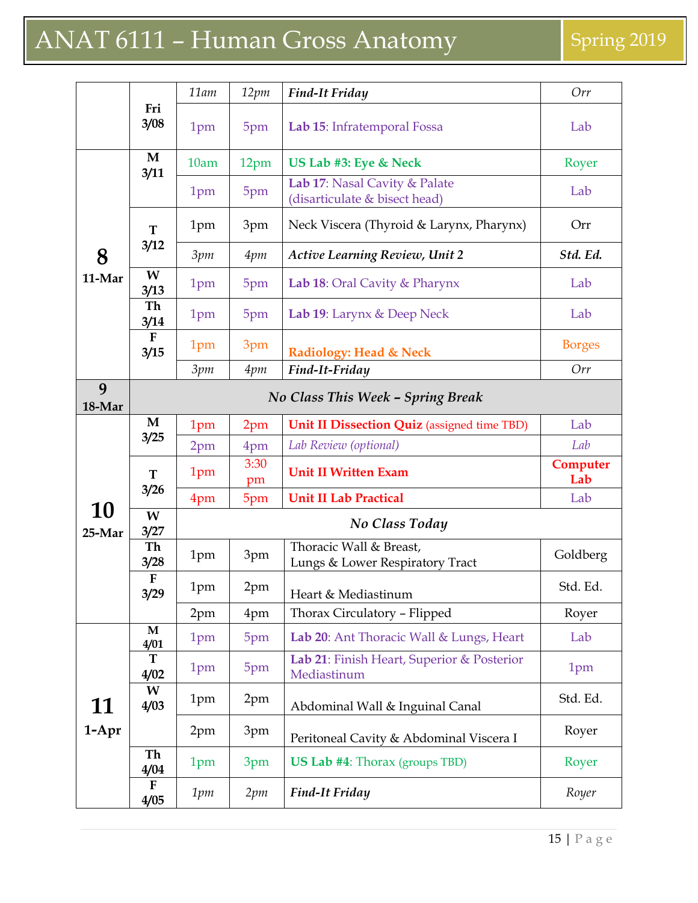# ANAT 6111 – Human Gross Anatomy

Spring 2019

| Week | Day | Start | End | Topic | Location |
|---|---|---|---|---|---|
| | Fri 3/08 | *11am* | *12pm* | ***Find-It Friday*** | *Orr* |
| | | 1pm | 5pm | **Lab 15**: Infratemporal Fossa | Lab |
| **8** 11-Mar | M 3/11 | 10am | 12pm | **US Lab #3: Eye & Neck** | Royer |
| | | 1pm | 5pm | **Lab 17**: Nasal Cavity & Palate (disarticulate & bisect head) | Lab |
| | T 3/12 | 1pm | 3pm | Neck Viscera (Thyroid & Larynx, Pharynx) | Orr |
| | | *3pm* | *4pm* | ***Active Learning Review, Unit 2*** | ***Std. Ed.*** |
| | W 3/13 | 1pm | 5pm | **Lab 18**: Oral Cavity & Pharynx | Lab |
| | Th 3/14 | 1pm | 5pm | **Lab 19**: Larynx & Deep Neck | Lab |
| | F 3/15 | 1pm | 3pm | **Radiology: Head & Neck** | Borges |
| | | *3pm* | *4pm* | ***Find-It-Friday*** | *Orr* |
| **9** 18-Mar | | | | ***No Class This Week – Spring Break*** | |
| **10** 25-Mar | M 3/25 | 1pm | 2pm | **Unit II Dissection Quiz** (assigned time TBD) | Lab |
| | | 2pm | 4pm | *Lab Review (optional)* | *Lab* |
| | T 3/26 | 1pm | 3:30 pm | **Unit II Written Exam** | **Computer Lab** |
| | | 4pm | 5pm | **Unit II Lab Practical** | Lab |
| | W 3/27 | | | ***No Class Today*** | |
| | Th 3/28 | 1pm | 3pm | Thoracic Wall & Breast, Lungs & Lower Respiratory Tract | Goldberg |
| | F 3/29 | 1pm | 2pm | Heart & Mediastinum | Std. Ed. |
| | | 2pm | 4pm | Thorax Circulatory – Flipped | Royer |
| **11** 1-Apr | M 4/01 | 1pm | 5pm | **Lab 20**: Ant Thoracic Wall & Lungs, Heart | Lab |
| | T 4/02 | 1pm | 5pm | **Lab 21**: Finish Heart, Superior & Posterior Mediastinum | 1pm |
| | W 4/03 | 1pm | 2pm | Abdominal Wall & Inguinal Canal | Std. Ed. |
| | | 2pm | 3pm | Peritoneal Cavity & Abdominal Viscera I | Royer |
| | Th 4/04 | 1pm | 3pm | **US Lab #4**: Thorax (groups TBD) | Royer |
| | F 4/05 | *1pm* | *2pm* | ***Find-It Friday*** | *Royer* |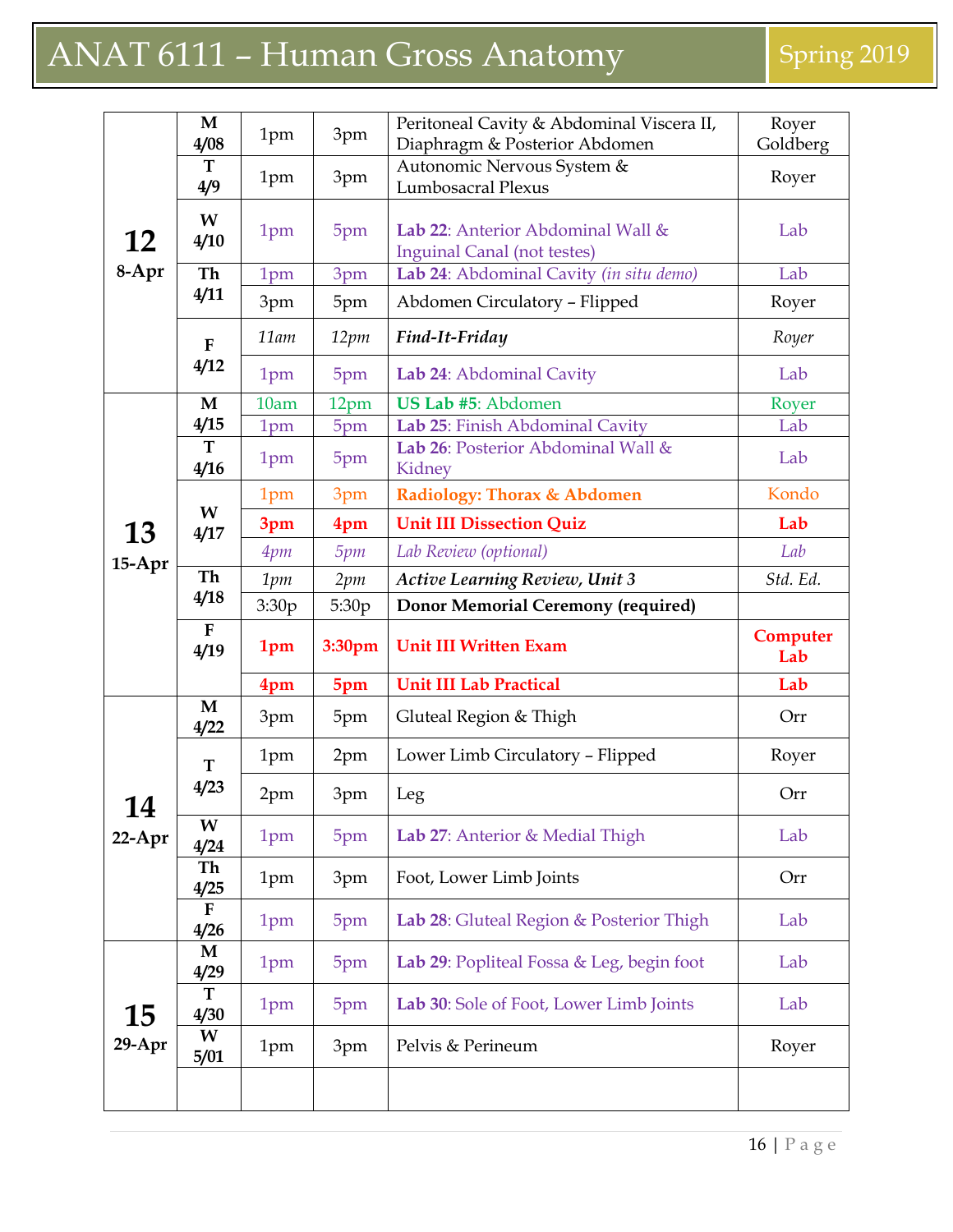# ANAT 6111 – Human Gross Anatomy

Spring 2019

| Week | Day | Start | End | Topic | Instructor |
|---|---|---|---|---|---|
| **12** **8-Apr** | **M 4/08** | 1pm | 3pm | Peritoneal Cavity & Abdominal Viscera II, Diaphragm & Posterior Abdomen | Royer Goldberg |
| | **T 4/9** | 1pm | 3pm | Autonomic Nervous System & Lumbosacral Plexus | Royer |
| | **W 4/10** | 1pm | 5pm | **Lab 22**: Anterior Abdominal Wall & Inguinal Canal (not testes) | Lab |
| | **Th 4/11** | 1pm | 3pm | **Lab 24**: Abdominal Cavity *(in situ demo)* | Lab |
| | | 3pm | 5pm | Abdomen Circulatory – Flipped | Royer |
| | **F 4/12** | *11am* | *12pm* | ***Find-It-Friday*** | *Royer* |
| | | 1pm | 5pm | **Lab 24**: Abdominal Cavity | Lab |
| **13** **15-Apr** | **M 4/15** | 10am | 12pm | **US Lab #5**: Abdomen | Royer |
| | | 1pm | 5pm | **Lab 25**: Finish Abdominal Cavity | Lab |
| | **T 4/16** | 1pm | 5pm | **Lab 26**: Posterior Abdominal Wall & Kidney | Lab |
| | **W 4/17** | 1pm | 3pm | **Radiology: Thorax & Abdomen** | Kondo |
| | | **3pm** | **4pm** | **Unit III Dissection Quiz** | **Lab** |
| | | *4pm* | *5pm* | *Lab Review (optional)* | *Lab* |
| | **Th 4/18** | *1pm* | *2pm* | ***Active Learning Review, Unit 3*** | *Std. Ed.* |
| | | 3:30p | 5:30p | **Donor Memorial Ceremony (required)** | |
| | **F 4/19** | **1pm** | **3:30pm** | **Unit III Written Exam** | **Computer Lab** |
| | | **4pm** | **5pm** | **Unit III Lab Practical** | **Lab** |
| **14** **22-Apr** | **M 4/22** | 3pm | 5pm | Gluteal Region & Thigh | Orr |
| | **T 4/23** | 1pm | 2pm | Lower Limb Circulatory – Flipped | Royer |
| | | 2pm | 3pm | Leg | Orr |
| | **W 4/24** | 1pm | 5pm | **Lab 27**: Anterior & Medial Thigh | Lab |
| | **Th 4/25** | 1pm | 3pm | Foot, Lower Limb Joints | Orr |
| | **F 4/26** | 1pm | 5pm | **Lab 28**: Gluteal Region & Posterior Thigh | Lab |
| **15** **29-Apr** | **M 4/29** | 1pm | 5pm | **Lab 29**: Popliteal Fossa & Leg, begin foot | Lab |
| | **T 4/30** | 1pm | 5pm | **Lab 30**: Sole of Foot, Lower Limb Joints | Lab |
| | **W 5/01** | 1pm | 3pm | Pelvis & Perineum | Royer |
| | | | | | |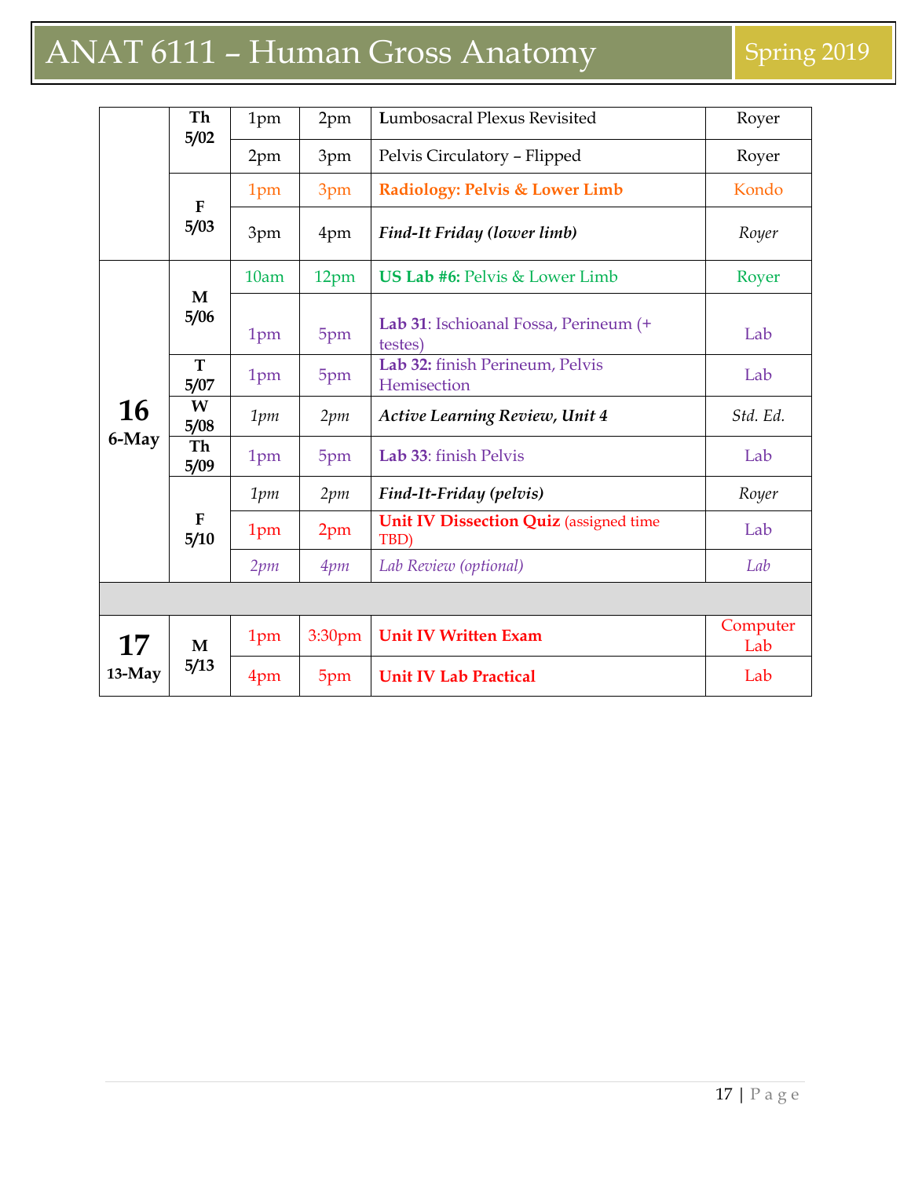# ANAT 6111 – Human Gross Anatomy

Spring 2019

| Week | Day | Start | End | Topic | Instructor/Location |
|---|---|---|---|---|---|
| | Th 5/02 | 1pm | 2pm | Lumbosacral Plexus Revisited | Royer |
| | | 2pm | 3pm | Pelvis Circulatory – Flipped | Royer |
| | F 5/03 | 1pm | 3pm | **Radiology: Pelvis & Lower Limb** | Kondo |
| | | 3pm | 4pm | ***Find-It Friday (lower limb)*** | *Royer* |
| **16** 6-May | M 5/06 | 10am | 12pm | **US Lab #6:** Pelvis & Lower Limb | Royer |
| | | 1pm | 5pm | **Lab 31**: Ischioanal Fossa, Perineum (+ testes) | Lab |
| | T 5/07 | 1pm | 5pm | **Lab 32:** finish Perineum, Pelvis Hemisection | Lab |
| | W 5/08 | *1pm* | *2pm* | ***Active Learning Review, Unit 4*** | *Std. Ed.* |
| | Th 5/09 | 1pm | 5pm | **Lab 33**: finish Pelvis | Lab |
| | F 5/10 | *1pm* | *2pm* | ***Find-It-Friday (pelvis)*** | *Royer* |
| | | 1pm | 2pm | **Unit IV Dissection Quiz** (assigned time TBD) | Lab |
| | | *2pm* | *4pm* | *Lab Review (optional)* | *Lab* |
| | | | | | |
| **17** 13-May | M 5/13 | 1pm | 3:30pm | **Unit IV Written Exam** | Computer Lab |
| | | 4pm | 5pm | **Unit IV Lab Practical** | Lab |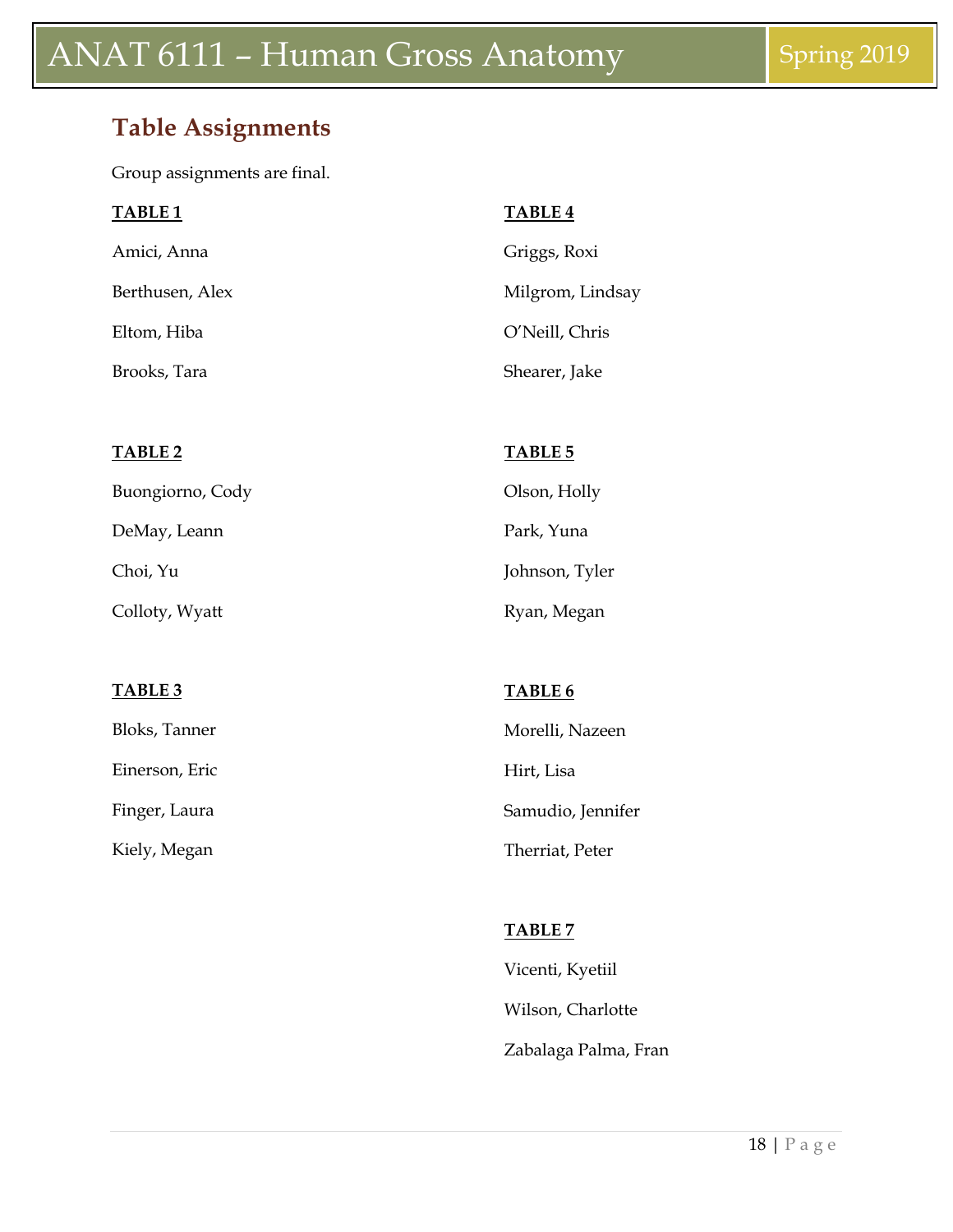## Table Assignments

Group assignments are final.

**TABLE 1**

Amici, Anna

Berthusen, Alex

Eltom, Hiba

Brooks, Tara

**TABLE 2**

Buongiorno, Cody

DeMay, Leann

Choi, Yu

Colloty, Wyatt

**TABLE 3**

Bloks, Tanner

Einerson, Eric

Finger, Laura

Kiely, Megan

**TABLE 4**

Griggs, Roxi

Milgrom, Lindsay

O'Neill, Chris

Shearer, Jake

**TABLE 5**

Olson, Holly

Park, Yuna

Johnson, Tyler

Ryan, Megan

**TABLE 6**

Morelli, Nazeen

Hirt, Lisa

Samudio, Jennifer

Therriat, Peter

**TABLE 7**

Vicenti, Kyetiil

Wilson, Charlotte

Zabalaga Palma, Fran